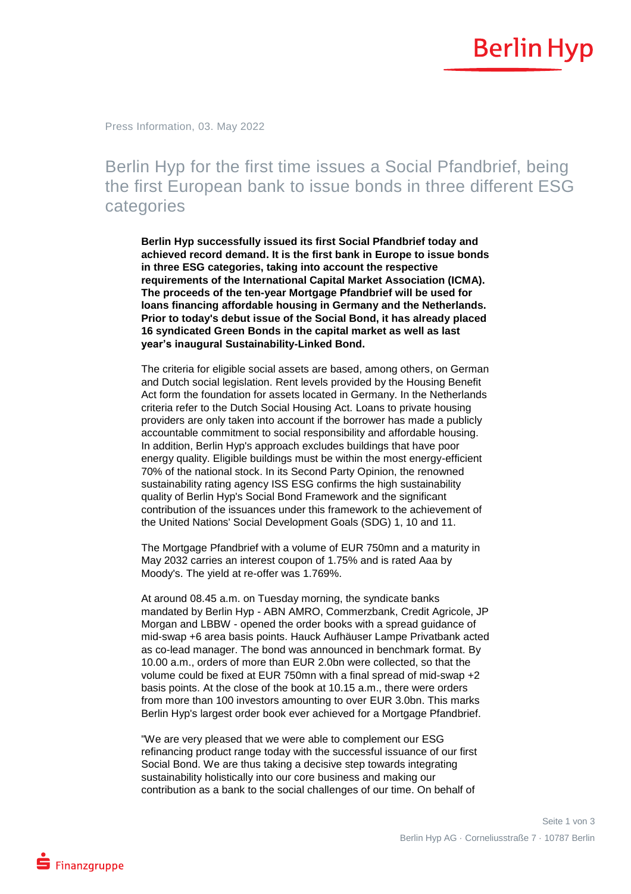Press Information, 03. May 2022

# Berlin Hyp for the first time issues a Social Pfandbrief, being the first European bank to issue bonds in three different ESG categories

**Berlin Hyp successfully issued its first Social Pfandbrief today and achieved record demand. It is the first bank in Europe to issue bonds in three ESG categories, taking into account the respective requirements of the International Capital Market Association (ICMA). The proceeds of the ten-year Mortgage Pfandbrief will be used for loans financing affordable housing in Germany and the Netherlands. Prior to today's debut issue of the Social Bond, it has already placed 16 syndicated Green Bonds in the capital market as well as last year's inaugural Sustainability-Linked Bond.**

The criteria for eligible social assets are based, among others, on German and Dutch social legislation. Rent levels provided by the Housing Benefit Act form the foundation for assets located in Germany. In the Netherlands criteria refer to the Dutch Social Housing Act. Loans to private housing providers are only taken into account if the borrower has made a publicly accountable commitment to social responsibility and affordable housing. In addition, Berlin Hyp's approach excludes buildings that have poor energy quality. Eligible buildings must be within the most energy-efficient 70% of the national stock. In its Second Party Opinion, the renowned sustainability rating agency ISS ESG confirms the high sustainability quality of Berlin Hyp's Social Bond Framework and the significant contribution of the issuances under this framework to the achievement of the United Nations' Social Development Goals (SDG) 1, 10 and 11.

The Mortgage Pfandbrief with a volume of EUR 750mn and a maturity in May 2032 carries an interest coupon of 1.75% and is rated Aaa by Moody's. The yield at re-offer was 1.769%.

At around 08.45 a.m. on Tuesday morning, the syndicate banks mandated by Berlin Hyp - ABN AMRO, Commerzbank, Credit Agricole, JP Morgan and LBBW - opened the order books with a spread guidance of mid-swap +6 area basis points. Hauck Aufhäuser Lampe Privatbank acted as co-lead manager. The bond was announced in benchmark format. By 10.00 a.m., orders of more than EUR 2.0bn were collected, so that the volume could be fixed at EUR 750mn with a final spread of mid-swap +2 basis points. At the close of the book at 10.15 a.m., there were orders from more than 100 investors amounting to over EUR 3.0bn. This marks Berlin Hyp's largest order book ever achieved for a Mortgage Pfandbrief.

"We are very pleased that we were able to complement our ESG refinancing product range today with the successful issuance of our first Social Bond. We are thus taking a decisive step towards integrating sustainability holistically into our core business and making our contribution as a bank to the social challenges of our time. On behalf of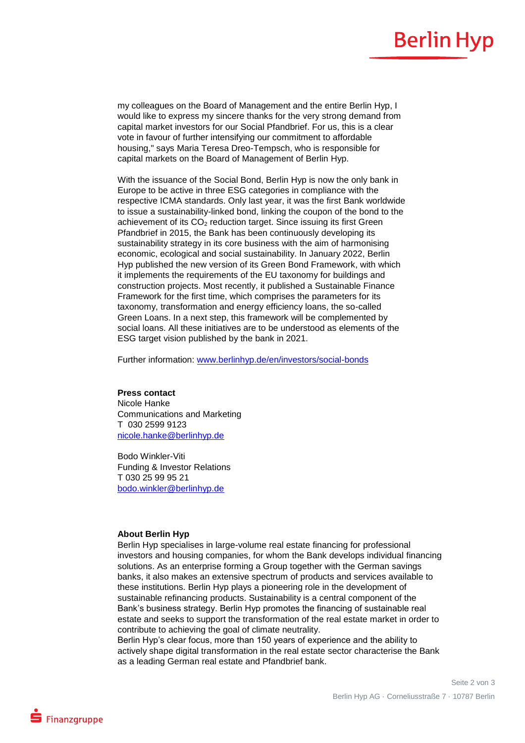my colleagues on the Board of Management and the entire Berlin Hyp, I would like to express my sincere thanks for the very strong demand from capital market investors for our Social Pfandbrief. For us, this is a clear vote in favour of further intensifying our commitment to affordable housing," says Maria Teresa Dreo-Tempsch, who is responsible for capital markets on the Board of Management of Berlin Hyp.

With the issuance of the Social Bond, Berlin Hyp is now the only bank in Europe to be active in three ESG categories in compliance with the respective ICMA standards. Only last year, it was the first Bank worldwide to issue a sustainability-linked bond, linking the coupon of the bond to the achievement of its $CO_2$ reduction target. Since issuing its first Green Pfandbrief in 2015, the Bank has been continuously developing its sustainability strategy in its core business with the aim of harmonising economic, ecological and social sustainability. In January 2022, Berlin Hyp published the new version of its Green Bond Framework, with which it implements the requirements of the EU taxonomy for buildings and construction projects. Most recently, it published a Sustainable Finance Framework for the first time, which comprises the parameters for its taxonomy, transformation and energy efficiency loans, the so-called Green Loans. In a next step, this framework will be complemented by social loans. All these initiatives are to be understood as elements of the ESG target vision published by the bank in 2021.

Further information: www.berlinhyp.de/en/investors/social-bonds

**Press contact**
Nicole Hanke
Communications and Marketing
T 030 2599 9123
nicole.hanke@berlinhyp.de

Bodo Winkler-Viti
Funding & Investor Relations
T 030 25 99 95 21
bodo.winkler@berlinhyp.de

**About Berlin Hyp**
Berlin Hyp specialises in large-volume real estate financing for professional investors and housing companies, for whom the Bank develops individual financing solutions. As an enterprise forming a Group together with the German savings banks, it also makes an extensive spectrum of products and services available to these institutions. Berlin Hyp plays a pioneering role in the development of sustainable refinancing products. Sustainability is a central component of the Bank's business strategy. Berlin Hyp promotes the financing of sustainable real estate and seeks to support the transformation of the real estate market in order to contribute to achieving the goal of climate neutrality.
Berlin Hyp's clear focus, more than 150 years of experience and the ability to actively shape digital transformation in the real estate sector characterise the Bank as a leading German real estate and Pfandbrief bank.